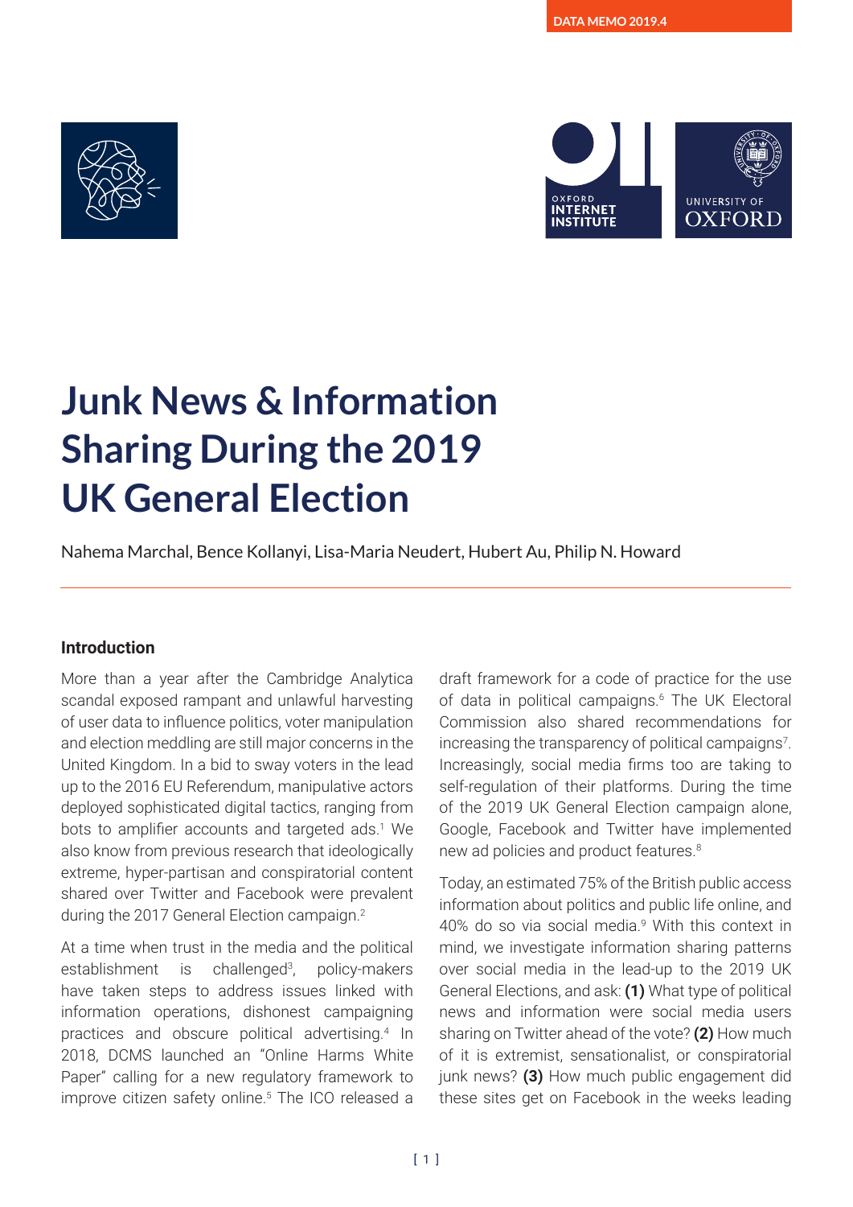DATA MEMO 2019.4

# Junk News & Information Sharing During the 2019 UK General Election

Nahema Marchal, Bence Kollanyi, Lisa-Maria Neudert, Hubert Au, Philip N. Howard

## Introduction

More than a year after the Cambridge Analytica scandal exposed rampant and unlawful harvesting of user data to influence politics, voter manipulation and election meddling are still major concerns in the United Kingdom. In a bid to sway voters in the lead up to the 2016 EU Referendum, manipulative actors deployed sophisticated digital tactics, ranging from bots to amplifier accounts and targeted ads.[1] We also know from previous research that ideologically extreme, hyper-partisan and conspiratorial content shared over Twitter and Facebook were prevalent during the 2017 General Election campaign.[2]

At a time when trust in the media and the political establishment is challenged[3], policy-makers have taken steps to address issues linked with information operations, dishonest campaigning practices and obscure political advertising.[4] In 2018, DCMS launched an "Online Harms White Paper" calling for a new regulatory framework to improve citizen safety online.[5] The ICO released a draft framework for a code of practice for the use of data in political campaigns.[6] The UK Electoral Commission also shared recommendations for increasing the transparency of political campaigns[7]. Increasingly, social media firms too are taking to self-regulation of their platforms. During the time of the 2019 UK General Election campaign alone, Google, Facebook and Twitter have implemented new ad policies and product features.[8]

Today, an estimated 75% of the British public access information about politics and public life online, and 40% do so via social media.[9] With this context in mind, we investigate information sharing patterns over social media in the lead-up to the 2019 UK General Elections, and ask: **(1)** What type of political news and information were social media users sharing on Twitter ahead of the vote? **(2)** How much of it is extremist, sensationalist, or conspiratorial junk news? **(3)** How much public engagement did these sites get on Facebook in the weeks leading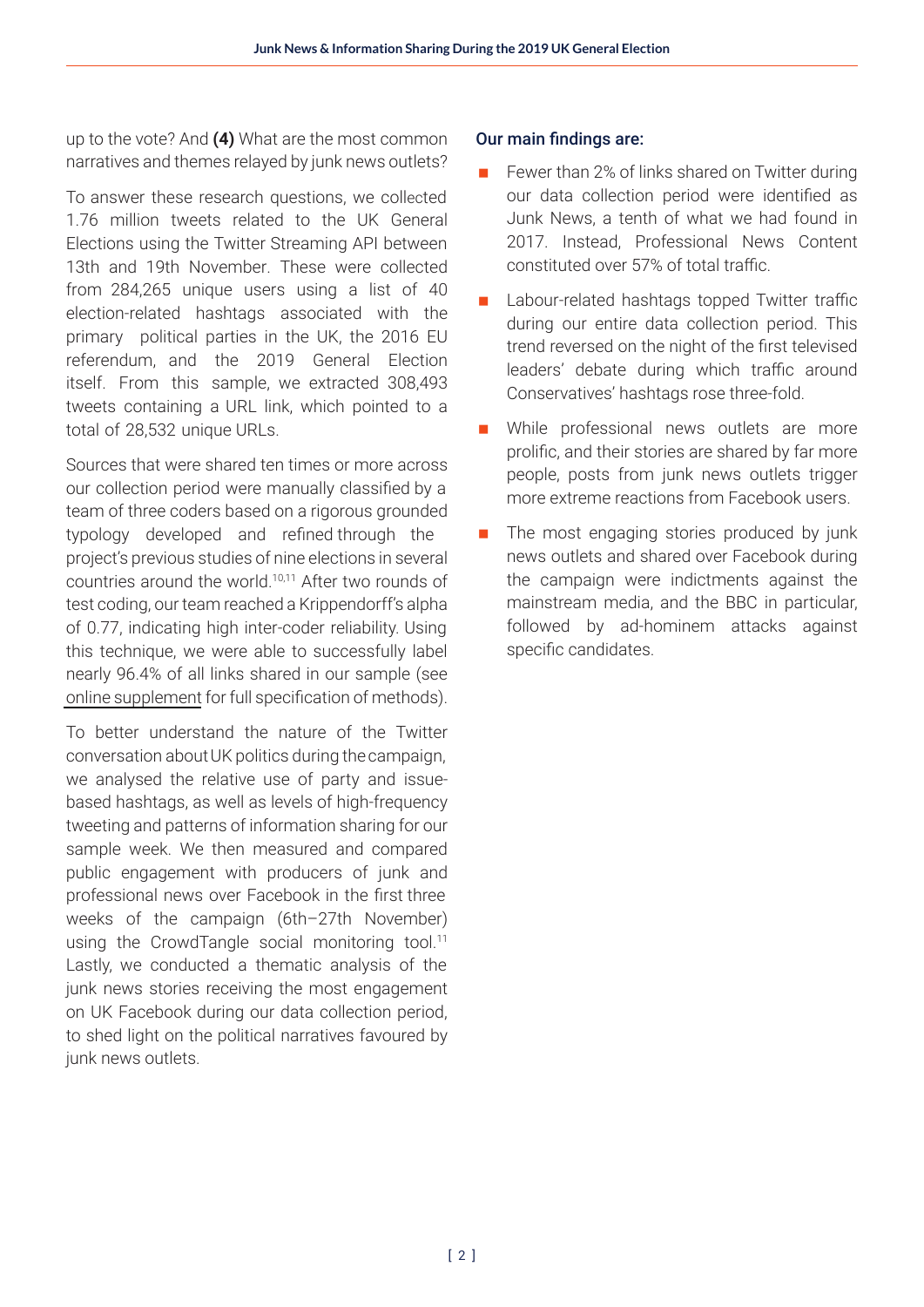up to the vote? And **(4)** What are the most common narratives and themes relayed by junk news outlets?

To answer these research questions, we collected 1.76 million tweets related to the UK General Elections using the Twitter Streaming API between 13th and 19th November. These were collected from 284,265 unique users using a list of 40 election-related hashtags associated with the primary political parties in the UK, the 2016 EU referendum, and the 2019 General Election itself. From this sample, we extracted 308,493 tweets containing a URL link, which pointed to a total of 28,532 unique URLs.

Sources that were shared ten times or more across our collection period were manually classified by a team of three coders based on a rigorous grounded typology developed and refined through the project's previous studies of nine elections in several countries around the world.[10,11] After two rounds of test coding, our team reached a Krippendorff's alpha of 0.77, indicating high inter-coder reliability. Using this technique, we were able to successfully label nearly 96.4% of all links shared in our sample (see online supplement for full specification of methods).

To better understand the nature of the Twitter conversation about UK politics during the campaign, we analysed the relative use of party and issue-based hashtags, as well as levels of high-frequency tweeting and patterns of information sharing for our sample week. We then measured and compared public engagement with producers of junk and professional news over Facebook in the first three weeks of the campaign (6th–27th November) using the CrowdTangle social monitoring tool.[11] Lastly, we conducted a thematic analysis of the junk news stories receiving the most engagement on UK Facebook during our data collection period, to shed light on the political narratives favoured by junk news outlets.

### Our main findings are:

- Fewer than 2% of links shared on Twitter during our data collection period were identified as Junk News, a tenth of what we had found in 2017. Instead, Professional News Content constituted over 57% of total traffic.
- Labour-related hashtags topped Twitter traffic during our entire data collection period. This trend reversed on the night of the first televised leaders' debate during which traffic around Conservatives' hashtags rose three-fold.
- While professional news outlets are more prolific, and their stories are shared by far more people, posts from junk news outlets trigger more extreme reactions from Facebook users.
- The most engaging stories produced by junk news outlets and shared over Facebook during the campaign were indictments against the mainstream media, and the BBC in particular, followed by ad-hominem attacks against specific candidates.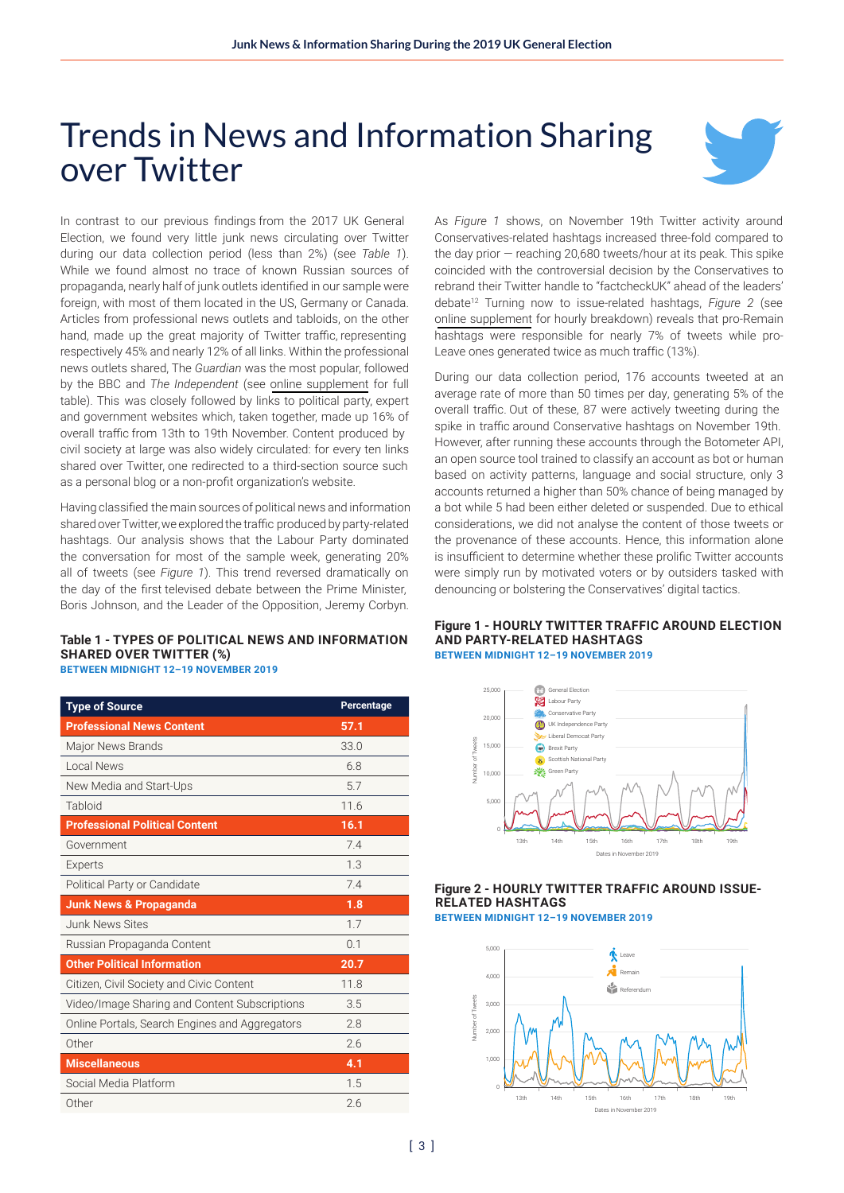# Trends in News and Information Sharing over Twitter

In contrast to our previous findings from the 2017 UK General Election, we found very little junk news circulating over Twitter during our data collection period (less than 2%) (see *Table 1*). While we found almost no trace of known Russian sources of propaganda, nearly half of junk outlets identified in our sample were foreign, with most of them located in the US, Germany or Canada. Articles from professional news outlets and tabloids, on the other hand, made up the great majority of Twitter traffic, representing respectively 45% and nearly 12% of all links. Within the professional news outlets shared, The *Guardian* was the most popular, followed by the BBC and *The Independent* (see online supplement for full table). This was closely followed by links to political party, expert and government websites which, taken together, made up 16% of overall traffic from 13th to 19th November. Content produced by civil society at large was also widely circulated: for every ten links shared over Twitter, one redirected to a third-section source such as a personal blog or a non-profit organization's website.

Having classified the main sources of political news and information shared over Twitter, we explored the traffic produced by party-related hashtags. Our analysis shows that the Labour Party dominated the conversation for most of the sample week, generating 20% all of tweets (see *Figure 1*). This trend reversed dramatically on the day of the first televised debate between the Prime Minister, Boris Johnson, and the Leader of the Opposition, Jeremy Corbyn.

**Table 1 - TYPES OF POLITICAL NEWS AND INFORMATION SHARED OVER TWITTER (%)**
**BETWEEN MIDNIGHT 12–19 NOVEMBER 2019**

| Type of Source | Percentage |
|---|---|
| **Professional News Content** | **57.1** |
| Major News Brands | 33.0 |
| Local News | 6.8 |
| New Media and Start-Ups | 5.7 |
| Tabloid | 11.6 |
| **Professional Political Content** | **16.1** |
| Government | 7.4 |
| Experts | 1.3 |
| Political Party or Candidate | 7.4 |
| **Junk News & Propaganda** | **1.8** |
| Junk News Sites | 1.7 |
| Russian Propaganda Content | 0.1 |
| **Other Political Information** | **20.7** |
| Citizen, Civil Society and Civic Content | 11.8 |
| Video/Image Sharing and Content Subscriptions | 3.5 |
| Online Portals, Search Engines and Aggregators | 2.8 |
| Other | 2.6 |
| **Miscellaneous** | **4.1** |
| Social Media Platform | 1.5 |
| Other | 2.6 |

As *Figure 1* shows, on November 19th Twitter activity around Conservatives-related hashtags increased three-fold compared to the day prior — reaching 20,680 tweets/hour at its peak. This spike coincided with the controversial decision by the Conservatives to rebrand their Twitter handle to "factcheckUK" ahead of the leaders' debate[12] Turning now to issue-related hashtags, *Figure 2* (see online supplement for hourly breakdown) reveals that pro-Remain hashtags were responsible for nearly 7% of tweets while pro-Leave ones generated twice as much traffic (13%).

During our data collection period, 176 accounts tweeted at an average rate of more than 50 times per day, generating 5% of the overall traffic. Out of these, 87 were actively tweeting during the spike in traffic around Conservative hashtags on November 19th. However, after running these accounts through the Botometer API, an open source tool trained to classify an account as bot or human based on activity patterns, language and social structure, only 3 accounts returned a higher than 50% chance of being managed by a bot while 5 had been either deleted or suspended. Due to ethical considerations, we did not analyse the content of those tweets or the provenance of these accounts. Hence, this information alone is insufficient to determine whether these prolific Twitter accounts were simply run by motivated voters or by outsiders tasked with denouncing or bolstering the Conservatives' digital tactics.

**Figure 1 - HOURLY TWITTER TRAFFIC AROUND ELECTION AND PARTY-RELATED HASHTAGS**
**BETWEEN MIDNIGHT 12–19 NOVEMBER 2019**

**Figure 2 - HOURLY TWITTER TRAFFIC AROUND ISSUE-RELATED HASHTAGS**
**BETWEEN MIDNIGHT 12–19 NOVEMBER 2019**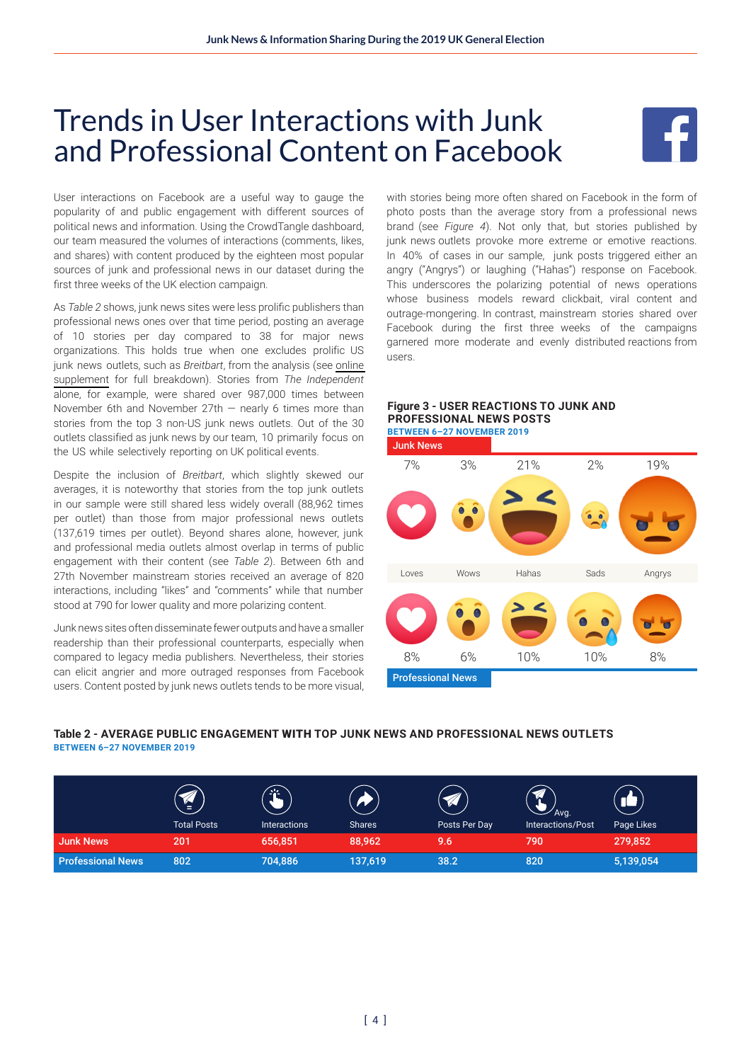# Trends in User Interactions with Junk and Professional Content on Facebook

User interactions on Facebook are a useful way to gauge the popularity of and public engagement with different sources of political news and information. Using the CrowdTangle dashboard, our team measured the volumes of interactions (comments, likes, and shares) with content produced by the eighteen most popular sources of junk and professional news in our dataset during the first three weeks of the UK election campaign.

As *Table 2* shows, junk news sites were less prolific publishers than professional news ones over that time period, posting an average of 10 stories per day compared to 38 for major news organizations. This holds true when one excludes prolific US junk news outlets, such as *Breitbart*, from the analysis (see online supplement for full breakdown). Stories from *The Independent* alone, for example, were shared over 987,000 times between November 6th and November 27th — nearly 6 times more than stories from the top 3 non-US junk news outlets. Out of the 30 outlets classified as junk news by our team, 10 primarily focus on the US while selectively reporting on UK political events.

Despite the inclusion of *Breitbart*, which slightly skewed our averages, it is noteworthy that stories from the top junk outlets in our sample were still shared less widely overall (88,962 times per outlet) than those from major professional news outlets (137,619 times per outlet). Beyond shares alone, however, junk and professional media outlets almost overlap in terms of public engagement with their content (see *Table 2*). Between 6th and 27th November mainstream stories received an average of 820 interactions, including "likes" and "comments" while that number stood at 790 for lower quality and more polarizing content.

Junk news sites often disseminate fewer outputs and have a smaller readership than their professional counterparts, especially when compared to legacy media publishers. Nevertheless, their stories can elicit angrier and more outraged responses from Facebook users. Content posted by junk news outlets tends to be more visual, with stories being more often shared on Facebook in the form of photo posts than the average story from a professional news brand (see *Figure 4*). Not only that, but stories published by junk news outlets provoke more extreme or emotive reactions. In 40% of cases in our sample, junk posts triggered either an angry ("Angrys") or laughing ("Hahas") response on Facebook. This underscores the polarizing potential of news operations whose business models reward clickbait, viral content and outrage-mongering. In contrast, mainstream stories shared over Facebook during the first three weeks of the campaigns garnered more moderate and evenly distributed reactions from users.

**Figure 3 - USER REACTIONS TO JUNK AND PROFESSIONAL NEWS POSTS**
**BETWEEN 6–27 NOVEMBER 2019**

| | Loves | Wows | Hahas | Sads | Angrys |
|---|---|---|---|---|---|
| Junk News | 7% | 3% | 21% | 2% | 19% |
| Professional News | 8% | 6% | 10% | 10% | 8% |

**Table 2 - AVERAGE PUBLIC ENGAGEMENT WITH TOP JUNK NEWS AND PROFESSIONAL NEWS OUTLETS**
**BETWEEN 6–27 NOVEMBER 2019**

| | Total Posts | Interactions | Shares | Posts Per Day | Avg. Interactions/Post | Page Likes |
|---|---|---|---|---|---|---|
| Junk News | 201 | 656,851 | 88,962 | 9.6 | 790 | 279,852 |
| Professional News | 802 | 704,886 | 137,619 | 38.2 | 820 | 5,139,054 |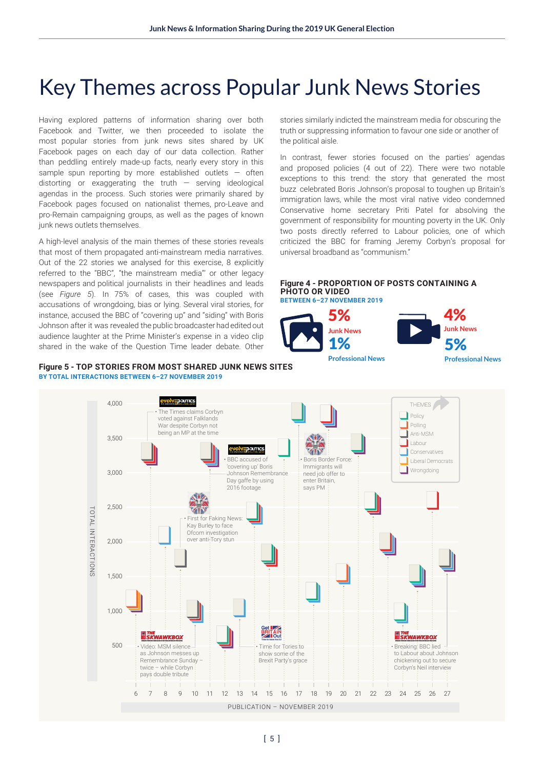# Key Themes across Popular Junk News Stories

Having explored patterns of information sharing over both Facebook and Twitter, we then proceeded to isolate the most popular stories from junk news sites shared by UK Facebook pages on each day of our data collection. Rather than peddling entirely made-up facts, nearly every story in this sample spun reporting by more established outlets — often distorting or exaggerating the truth — serving ideological agendas in the process. Such stories were primarily shared by Facebook pages focused on nationalist themes, pro-Leave and pro-Remain campaigning groups, as well as the pages of known junk news outlets themselves.

A high-level analysis of the main themes of these stories reveals that most of them propagated anti-mainstream media narratives. Out of the 22 stories we analysed for this exercise, 8 explicitly referred to the "BBC", "the mainstream media" or other legacy newspapers and political journalists in their headlines and leads (see *Figure 5*). In 75% of cases, this was coupled with accusations of wrongdoing, bias or lying. Several viral stories, for instance, accused the BBC of "covering up" and "siding" with Boris Johnson after it was revealed the public broadcaster had edited out audience laughter at the Prime Minister's expense in a video clip shared in the wake of the Question Time leader debate. Other stories similarly indicted the mainstream media for obscuring the truth or suppressing information to favour one side or another of the political aisle.

In contrast, fewer stories focused on the parties' agendas and proposed policies (4 out of 22). There were two notable exceptions to this trend: the story that generated the most buzz celebrated Boris Johnson's proposal to toughen up Britain's immigration laws, while the most viral native video condemned Conservative home secretary Priti Patel for absolving the government of responsibility for mounting poverty in the UK. Only two posts directly referred to Labour policies, one of which criticized the BBC for framing Jeremy Corbyn's proposal for universal broadband as "communism."

**Figure 4 - PROPORTION OF POSTS CONTAINING A PHOTO OR VIDEO**
**BETWEEN 6–27 NOVEMBER 2019**

| | Junk News | Professional News |
|---|---|---|
| Photo | 5% | 1% |
| Video | 4% | 5% |

**Figure 5 - TOP STORIES FROM MOST SHARED JUNK NEWS SITES**
**BY TOTAL INTERACTIONS BETWEEN 6–27 NOVEMBER 2019**

Chart: Total interactions (y-axis, 500–4,000) by publication date (x-axis, November 6–27, 2019). Themes: Policy, Polling, Anti-MSM, Labour, Conservatives, Liberal Democrats, Wrongdoing.

Annotated stories:
- Evolve Politics: The Times claims Corbyn voted against Falklands War despite Corbyn not being an MP at the time
- Evolve Politics: BBC accused of 'covering up' Boris Johnson Remembrance Day gaffe by using 2016 footage
- First for Faking News: Kay Burley to face Ofcom investigation over anti-Tory stun
- Boris Border Force: Immigrants will need job offer to enter Britain, says PM
- The Skwawkbox: Video: MSM silence as Johnson messes up Remembrance Sunday – twice – while Corbyn pays double tribute
- Get Britain Out: Time for Tories to show some of the Brexit Party's grace
- The Skwawkbox: Breaking: BBC lied to Labour about Johnson chickening out to secure Corbyn's Neil interview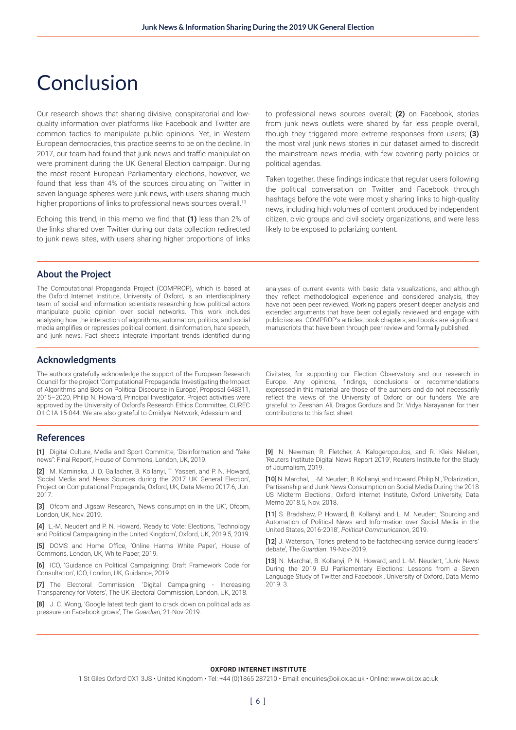# Conclusion

Our research shows that sharing divisive, conspiratorial and low-quality information over platforms like Facebook and Twitter are common tactics to manipulate public opinions. Yet, in Western European democracies, this practice seems to be on the decline. In 2017, our team had found that junk news and traffic manipulation were prominent during the UK General Election campaign. During the most recent European Parliamentary elections, however, we found that less than 4% of the sources circulating on Twitter in seven language spheres were junk news, with users sharing much higher proportions of links to professional news sources overall.[13]

Echoing this trend, in this memo we find that **(1)** less than 2% of the links shared over Twitter during our data collection redirected to junk news sites, with users sharing higher proportions of links to professional news sources overall; **(2)** on Facebook, stories from junk news outlets were shared by far less people overall, though they triggered more extreme responses from users; **(3)** the most viral junk news stories in our dataset aimed to discredit the mainstream news media, with few covering party policies or political agendas.

Taken together, these findings indicate that regular users following the political conversation on Twitter and Facebook through hashtags before the vote were mostly sharing links to high-quality news, including high volumes of content produced by independent citizen, civic groups and civil society organizations, and were less likely to be exposed to polarizing content.

## About the Project

The Computational Propaganda Project (COMPROP), which is based at the Oxford Internet Institute, University of Oxford, is an interdisciplinary team of social and information scientists researching how political actors manipulate public opinion over social networks. This work includes analysing how the interaction of algorithms, automation, politics, and social media amplifies or represses political content, disinformation, hate speech, and junk news. Fact sheets integrate important trends identified during analyses of current events with basic data visualizations, and although they reflect methodological experience and considered analysis, they have not been peer reviewed. Working papers present deeper analysis and extended arguments that have been collegially reviewed and engage with public issues. COMPROP's articles, book chapters, and books are significant manuscripts that have been through peer review and formally published.

## Acknowledgments

The authors gratefully acknowledge the support of the European Research Council for the project 'Computational Propaganda: Investigating the Impact of Algorithms and Bots on Political Discourse in Europe', Proposal 648311, 2015–2020, Philip N. Howard, Principal Investigator. Project activities were approved by the University of Oxford's Research Ethics Committee, CUREC OII C1A 15-044. We are also grateful to Omidyar Network, Adessium and Civitates, for supporting our Election Observatory and our research in Europe. Any opinions, findings, conclusions or recommendations expressed in this material are those of the authors and do not necessarily reflect the views of the University of Oxford or our funders. We are grateful to Zeeshan Ali, Dragos Gorduza and Dr. Vidya Narayanan for their contributions to this fact sheet.

## References

**[1]** Digital Culture, Media and Sport Committe, 'Disinformation and "fake news": Final Report', House of Commons, London, UK, 2019.

**[2]** M. Kaminska, J. D. Gallacher, B. Kollanyi, T. Yasseri, and P. N. Howard, 'Social Media and News Sources during the 2017 UK General Election', Project on Computational Propaganda, Oxford, UK, Data Memo 2017.6, Jun. 2017.

**[3]** Ofcom and Jigsaw Research, 'News consumption in the UK', Ofcom, London, UK, Nov. 2019.

**[4]** L.-M. Neudert and P. N. Howard, 'Ready to Vote: Elections, Technology and Political Campaigning in the United Kingdom', Oxford, UK, 2019.5, 2019.

**[5]** DCMS and Home Office, 'Online Harms White Paper', House of Commons, London, UK, White Paper, 2019.

**[6]** ICO, 'Guidance on Political Campaigning: Draft Framework Code for Consultation', ICO, London, UK, Guidance, 2019.

**[7]** The Electoral Commission, 'Digital Campaigning - Increasing Transparency for Voters', The UK Electoral Commission, London, UK, 2018.

**[8]** J. C. Wong, 'Google latest tech giant to crack down on political ads as pressure on Facebook grows', The *Guardian*, 21-Nov-2019.

**[9]** N. Newman, R. Fletcher, A. Kalogeropoulos, and R. Kleis Nielsen, 'Reuters Institute Digital News Report 2019', Reuters Institute for the Study of Journalism, 2019.

**[10]** N. Marchal, L.-M. Neudert, B. Kollanyi, and Howard, Philip N., 'Polarization, Partisanship and Junk News Consumption on Social Media During the 2018 US Midterm Elections', Oxford Internet Institute, Oxford University, Data Memo 2018.5, Nov. 2018.

**[11]** S. Bradshaw, P. Howard, B. Kollanyi, and L. M. Neudert, 'Sourcing and Automation of Political News and Information over Social Media in the United States, 2016-2018', *Political Communication*, 2019.

**[12]** J. Waterson, 'Tories pretend to be factchecking service during leaders' debate', The *Guardian*, 19-Nov-2019.

**[13]** N. Marchal, B. Kollanyi, P. N. Howard, and L.-M. Neudert, 'Junk News During the 2019 EU Parliamentary Elections: Lessons from a Seven Language Study of Twitter and Facebook', University of Oxford, Data Memo 2019. 3.

**OXFORD INTERNET INSTITUTE**

1 St Giles Oxford OX1 3JS • United Kingdom • Tel: +44 (0)1865 287210 • Email: enquiries@oii.ox.ac.uk • Online: www.oii.ox.ac.uk